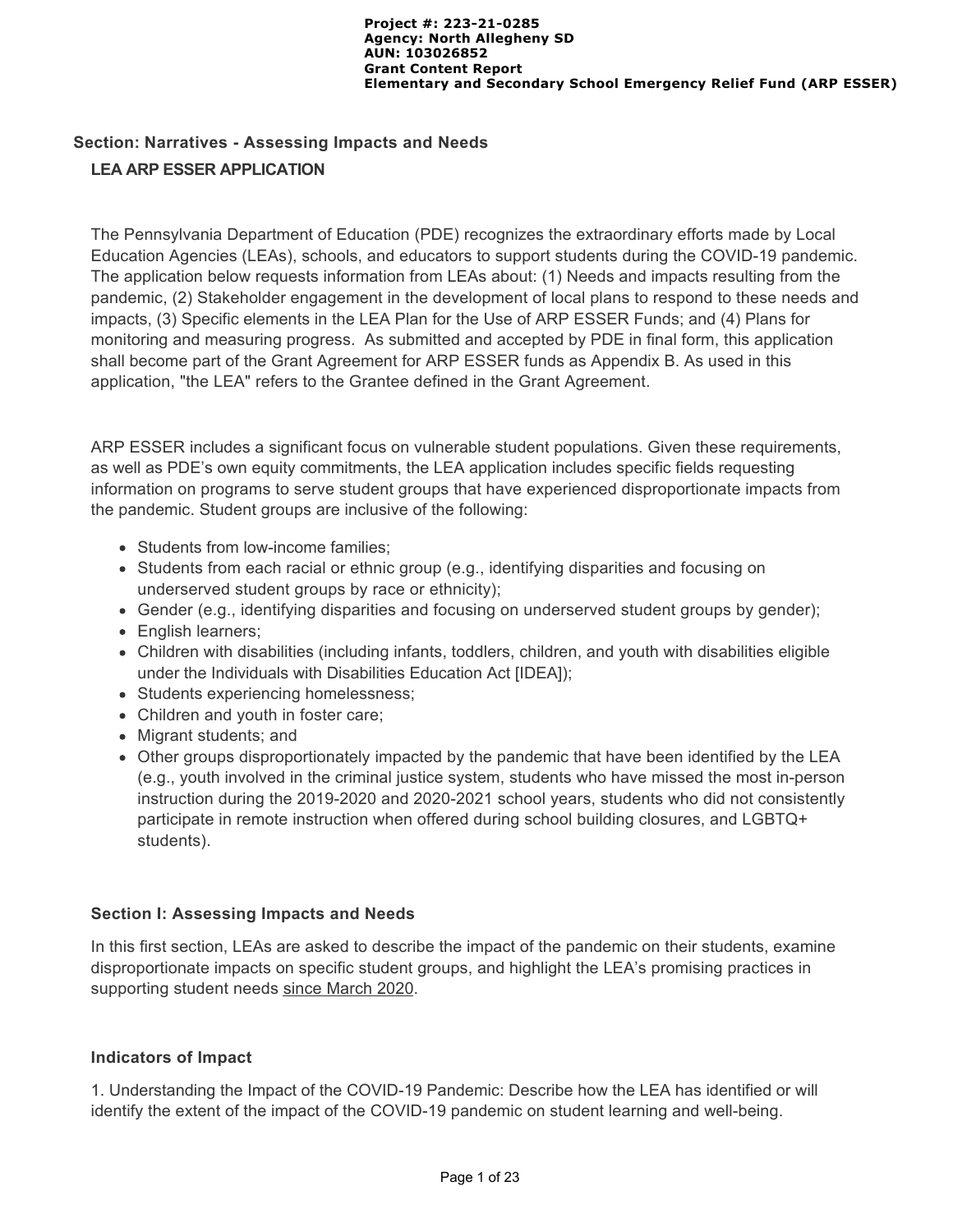**Project #: 223-21-0285**
**Agency: North Allegheny SD**
**AUN: 103026852**
**Grant Content Report**
**Elementary and Secondary School Emergency Relief Fund (ARP ESSER)**

## Section: Narratives - Assessing Impacts and Needs

### LEA ARP ESSER APPLICATION

The Pennsylvania Department of Education (PDE) recognizes the extraordinary efforts made by Local Education Agencies (LEAs), schools, and educators to support students during the COVID-19 pandemic. The application below requests information from LEAs about: (1) Needs and impacts resulting from the pandemic, (2) Stakeholder engagement in the development of local plans to respond to these needs and impacts, (3) Specific elements in the LEA Plan for the Use of ARP ESSER Funds; and (4) Plans for monitoring and measuring progress. As submitted and accepted by PDE in final form, this application shall become part of the Grant Agreement for ARP ESSER funds as Appendix B. As used in this application, "the LEA" refers to the Grantee defined in the Grant Agreement.

ARP ESSER includes a significant focus on vulnerable student populations. Given these requirements, as well as PDE's own equity commitments, the LEA application includes specific fields requesting information on programs to serve student groups that have experienced disproportionate impacts from the pandemic. Student groups are inclusive of the following:

- Students from low-income families;
- Students from each racial or ethnic group (e.g., identifying disparities and focusing on underserved student groups by race or ethnicity);
- Gender (e.g., identifying disparities and focusing on underserved student groups by gender);
- English learners;
- Children with disabilities (including infants, toddlers, children, and youth with disabilities eligible under the Individuals with Disabilities Education Act [IDEA]);
- Students experiencing homelessness;
- Children and youth in foster care;
- Migrant students; and
- Other groups disproportionately impacted by the pandemic that have been identified by the LEA (e.g., youth involved in the criminal justice system, students who have missed the most in-person instruction during the 2019-2020 and 2020-2021 school years, students who did not consistently participate in remote instruction when offered during school building closures, and LGBTQ+ students).

### Section I: Assessing Impacts and Needs

In this first section, LEAs are asked to describe the impact of the pandemic on their students, examine disproportionate impacts on specific student groups, and highlight the LEA's promising practices in supporting student needs since March 2020.

### Indicators of Impact

1. Understanding the Impact of the COVID-19 Pandemic: Describe how the LEA has identified or will identify the extent of the impact of the COVID-19 pandemic on student learning and well-being.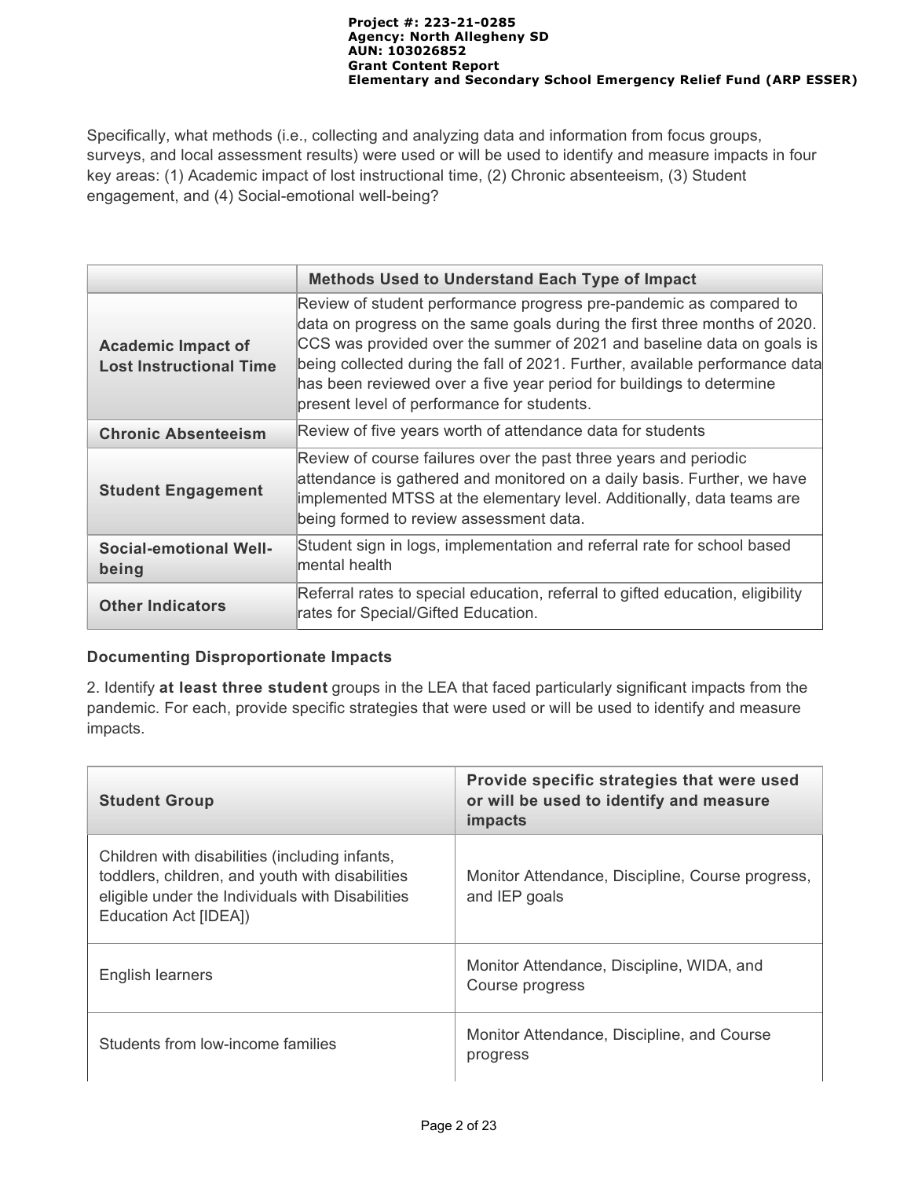Specifically, what methods (i.e., collecting and analyzing data and information from focus groups, surveys, and local assessment results) were used or will be used to identify and measure impacts in four key areas: (1) Academic impact of lost instructional time, (2) Chronic absenteeism, (3) Student engagement, and (4) Social-emotional well-being?

| | Methods Used to Understand Each Type of Impact |
|---|---|
| **Academic Impact of Lost Instructional Time** | Review of student performance progress pre-pandemic as compared to data on progress on the same goals during the first three months of 2020. CCS was provided over the summer of 2021 and baseline data on goals is being collected during the fall of 2021. Further, available performance data has been reviewed over a five year period for buildings to determine present level of performance for students. |
| **Chronic Absenteeism** | Review of five years worth of attendance data for students |
| **Student Engagement** | Review of course failures over the past three years and periodic attendance is gathered and monitored on a daily basis. Further, we have implemented MTSS at the elementary level. Additionally, data teams are being formed to review assessment data. |
| **Social-emotional Well-being** | Student sign in logs, implementation and referral rate for school based mental health |
| **Other Indicators** | Referral rates to special education, referral to gifted education, eligibility rates for Special/Gifted Education. |

**Documenting Disproportionate Impacts**

2. Identify **at least three student** groups in the LEA that faced particularly significant impacts from the pandemic. For each, provide specific strategies that were used or will be used to identify and measure impacts.

| Student Group | Provide specific strategies that were used or will be used to identify and measure impacts |
|---|---|
| Children with disabilities (including infants, toddlers, children, and youth with disabilities eligible under the Individuals with Disabilities Education Act [IDEA]) | Monitor Attendance, Discipline, Course progress, and IEP goals |
| English learners | Monitor Attendance, Discipline, WIDA, and Course progress |
| Students from low-income families | Monitor Attendance, Discipline, and Course progress |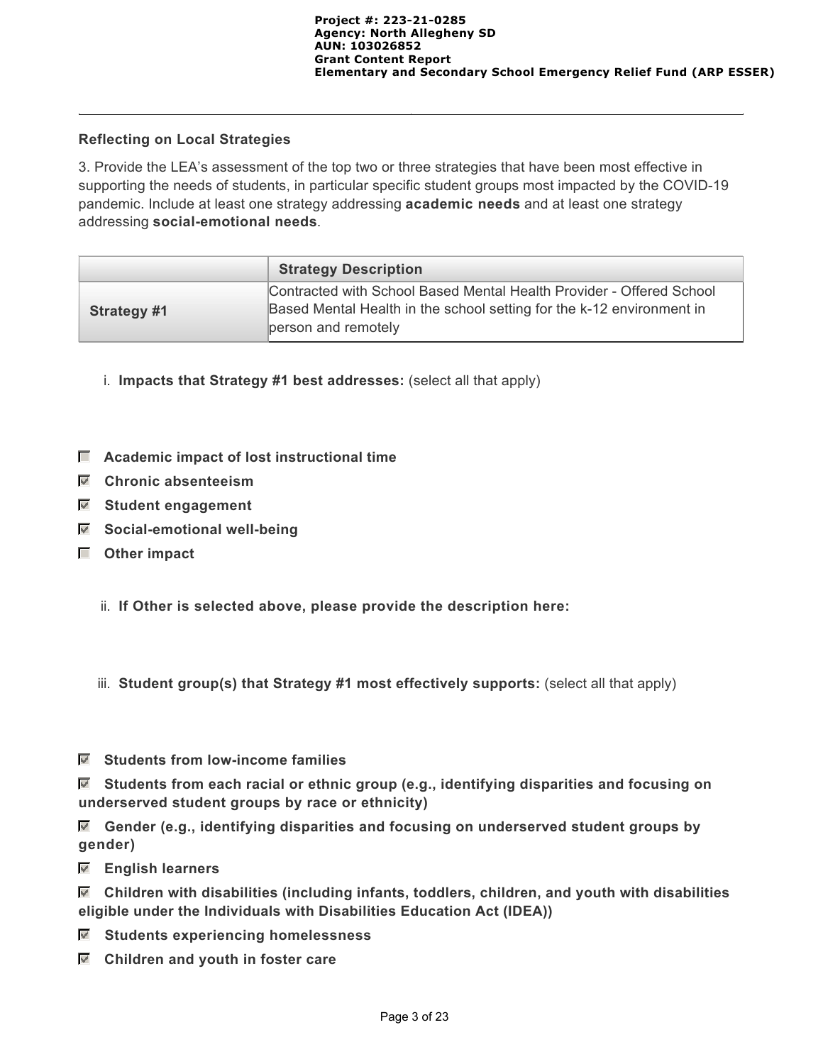### Reflecting on Local Strategies

3. Provide the LEA's assessment of the top two or three strategies that have been most effective in supporting the needs of students, in particular specific student groups most impacted by the COVID-19 pandemic. Include at least one strategy addressing **academic needs** and at least one strategy addressing **social-emotional needs**.

| | Strategy Description |
|---|---|
| **Strategy #1** | Contracted with School Based Mental Health Provider - Offered School Based Mental Health in the school setting for the k-12 environment in person and remotely |

i. **Impacts that Strategy #1 best addresses:** (select all that apply)

- [ ] **Academic impact of lost instructional time**
- [x] **Chronic absenteeism**
- [x] **Student engagement**
- [x] **Social-emotional well-being**
- [ ] **Other impact**

ii. **If Other is selected above, please provide the description here:**

iii. **Student group(s) that Strategy #1 most effectively supports:** (select all that apply)

- [x] **Students from low-income families**
- [x] **Students from each racial or ethnic group (e.g., identifying disparities and focusing on underserved student groups by race or ethnicity)**
- [x] **Gender (e.g., identifying disparities and focusing on underserved student groups by gender)**
- [x] **English learners**
- [x] **Children with disabilities (including infants, toddlers, children, and youth with disabilities eligible under the Individuals with Disabilities Education Act (IDEA))**
- [x] **Students experiencing homelessness**
- [x] **Children and youth in foster care**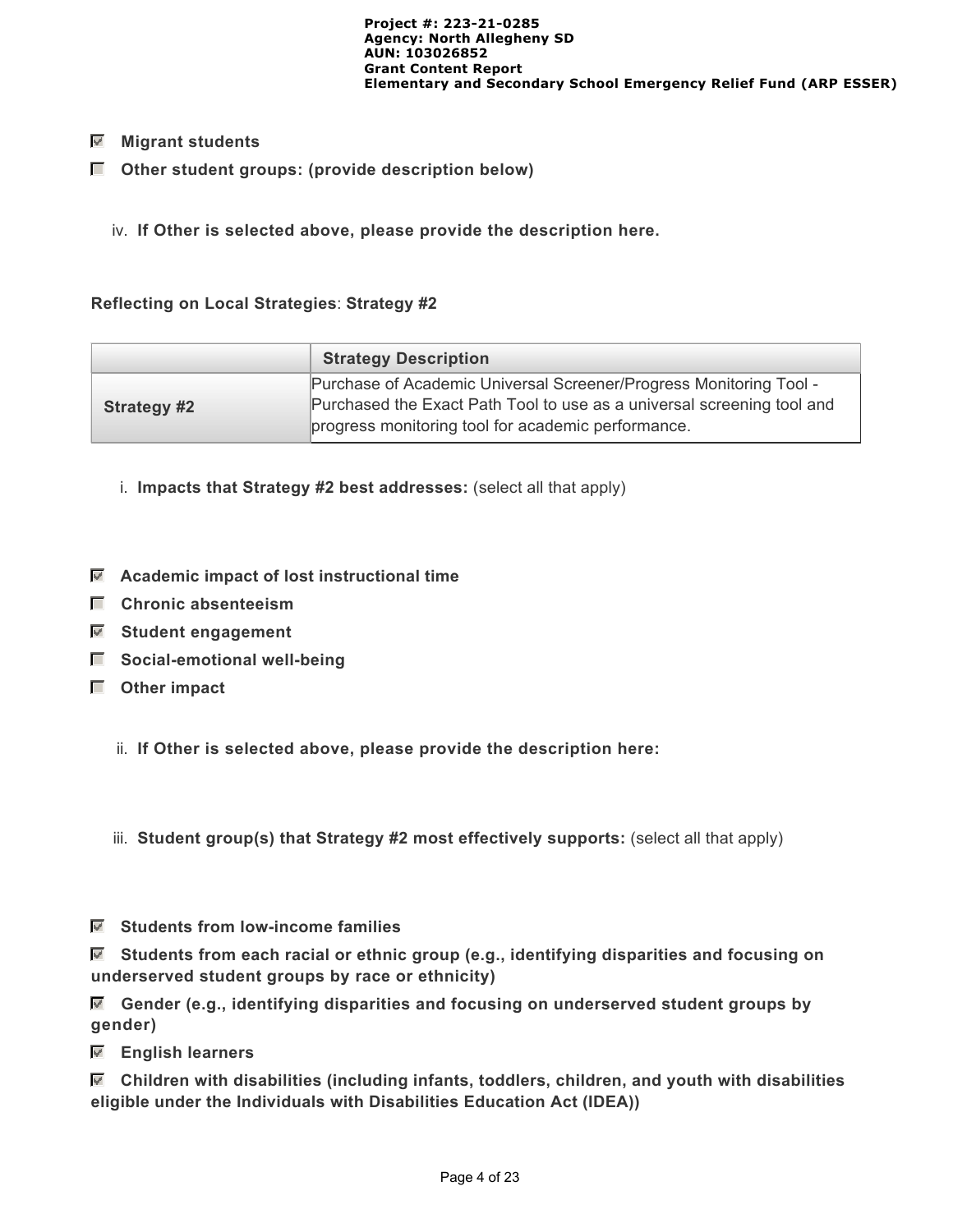- [x] **Migrant students**
- [ ] **Other student groups: (provide description below)**

iv. **If Other is selected above, please provide the description here.**

**Reflecting on Local Strategies**: **Strategy #2**

| | **Strategy Description** |
|---|---|
| **Strategy #2** | Purchase of Academic Universal Screener/Progress Monitoring Tool - Purchased the Exact Path Tool to use as a universal screening tool and progress monitoring tool for academic performance. |

i. **Impacts that Strategy #2 best addresses:** (select all that apply)

- [x] **Academic impact of lost instructional time**
- [ ] **Chronic absenteeism**
- [x] **Student engagement**
- [ ] **Social-emotional well-being**
- [ ] **Other impact**

ii. **If Other is selected above, please provide the description here:**

iii. **Student group(s) that Strategy #2 most effectively supports:** (select all that apply)

- [x] **Students from low-income families**
- [x] **Students from each racial or ethnic group (e.g., identifying disparities and focusing on underserved student groups by race or ethnicity)**
- [x] **Gender (e.g., identifying disparities and focusing on underserved student groups by gender)**
- [x] **English learners**
- [x] **Children with disabilities (including infants, toddlers, children, and youth with disabilities eligible under the Individuals with Disabilities Education Act (IDEA))**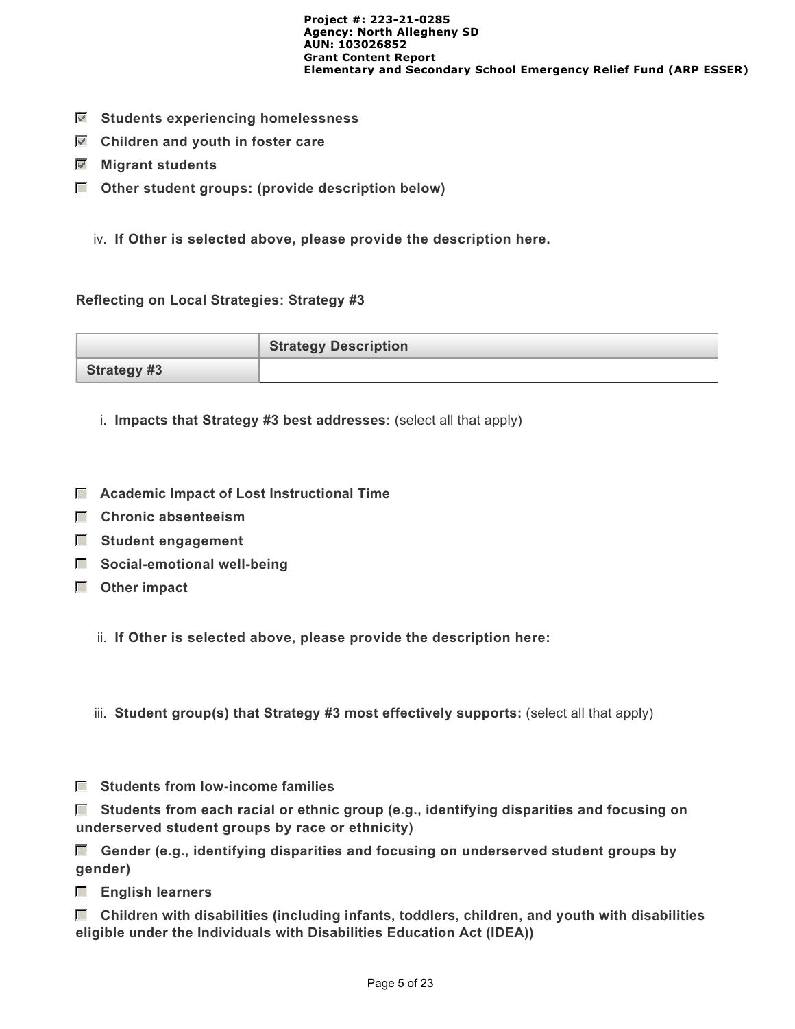- [x] **Students experiencing homelessness**
- [x] **Children and youth in foster care**
- [x] **Migrant students**
- [ ] **Other student groups: (provide description below)**

iv. **If Other is selected above, please provide the description here.**

**Reflecting on Local Strategies: Strategy #3**

| | Strategy Description |
|---|---|
| **Strategy #3** | |

i. **Impacts that Strategy #3 best addresses:** (select all that apply)

- [ ] **Academic Impact of Lost Instructional Time**
- [ ] **Chronic absenteeism**
- [ ] **Student engagement**
- [ ] **Social-emotional well-being**
- [ ] **Other impact**

ii. **If Other is selected above, please provide the description here:**

iii. **Student group(s) that Strategy #3 most effectively supports:** (select all that apply)

- [ ] **Students from low-income families**
- [ ] **Students from each racial or ethnic group (e.g., identifying disparities and focusing on underserved student groups by race or ethnicity)**
- [ ] **Gender (e.g., identifying disparities and focusing on underserved student groups by gender)**
- [ ] **English learners**
- [ ] **Children with disabilities (including infants, toddlers, children, and youth with disabilities eligible under the Individuals with Disabilities Education Act (IDEA))**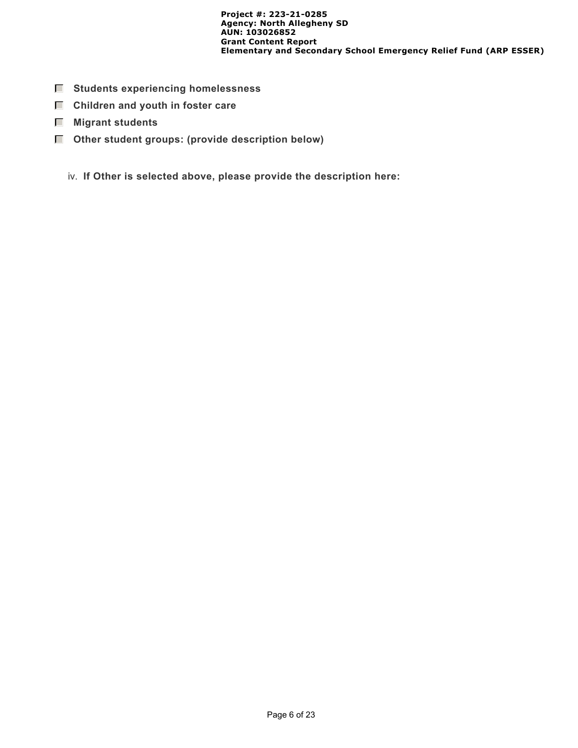- [ ] **Students experiencing homelessness**
- [ ] **Children and youth in foster care**
- [ ] **Migrant students**
- [ ] **Other student groups: (provide description below)**

iv. **If Other is selected above, please provide the description here:**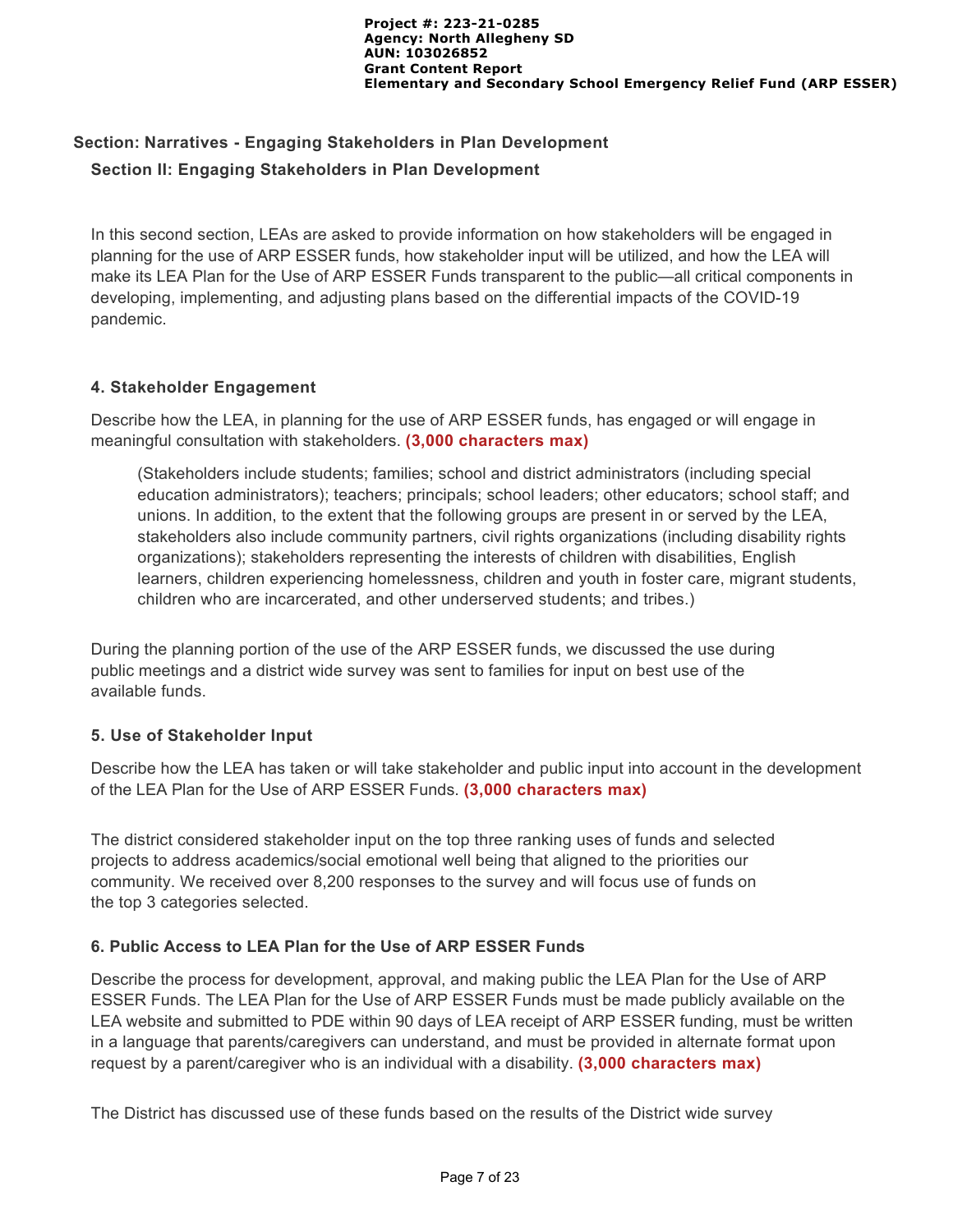## Section: Narratives - Engaging Stakeholders in Plan Development

### Section II: Engaging Stakeholders in Plan Development

In this second section, LEAs are asked to provide information on how stakeholders will be engaged in planning for the use of ARP ESSER funds, how stakeholder input will be utilized, and how the LEA will make its LEA Plan for the Use of ARP ESSER Funds transparent to the public—all critical components in developing, implementing, and adjusting plans based on the differential impacts of the COVID-19 pandemic.

#### 4. Stakeholder Engagement

Describe how the LEA, in planning for the use of ARP ESSER funds, has engaged or will engage in meaningful consultation with stakeholders. **(3,000 characters max)**

> (Stakeholders include students; families; school and district administrators (including special education administrators); teachers; principals; school leaders; other educators; school staff; and unions. In addition, to the extent that the following groups are present in or served by the LEA, stakeholders also include community partners, civil rights organizations (including disability rights organizations); stakeholders representing the interests of children with disabilities, English learners, children experiencing homelessness, children and youth in foster care, migrant students, children who are incarcerated, and other underserved students; and tribes.)

During the planning portion of the use of the ARP ESSER funds, we discussed the use during public meetings and a district wide survey was sent to families for input on best use of the available funds.

#### 5. Use of Stakeholder Input

Describe how the LEA has taken or will take stakeholder and public input into account in the development of the LEA Plan for the Use of ARP ESSER Funds. **(3,000 characters max)**

The district considered stakeholder input on the top three ranking uses of funds and selected projects to address academics/social emotional well being that aligned to the priorities our community. We received over 8,200 responses to the survey and will focus use of funds on the top 3 categories selected.

#### 6. Public Access to LEA Plan for the Use of ARP ESSER Funds

Describe the process for development, approval, and making public the LEA Plan for the Use of ARP ESSER Funds. The LEA Plan for the Use of ARP ESSER Funds must be made publicly available on the LEA website and submitted to PDE within 90 days of LEA receipt of ARP ESSER funding, must be written in a language that parents/caregivers can understand, and must be provided in alternate format upon request by a parent/caregiver who is an individual with a disability. **(3,000 characters max)**

The District has discussed use of these funds based on the results of the District wide survey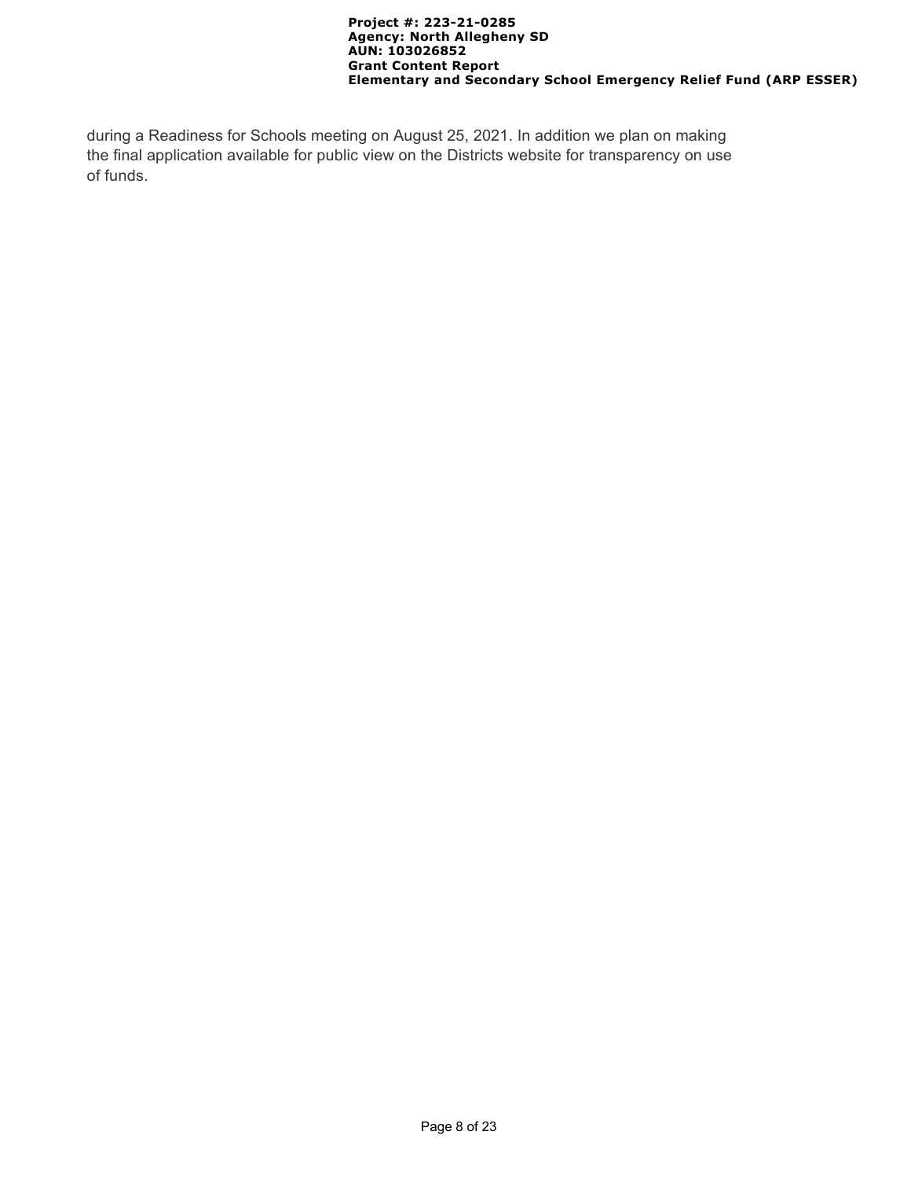during a Readiness for Schools meeting on August 25, 2021. In addition we plan on making the final application available for public view on the Districts website for transparency on use of funds.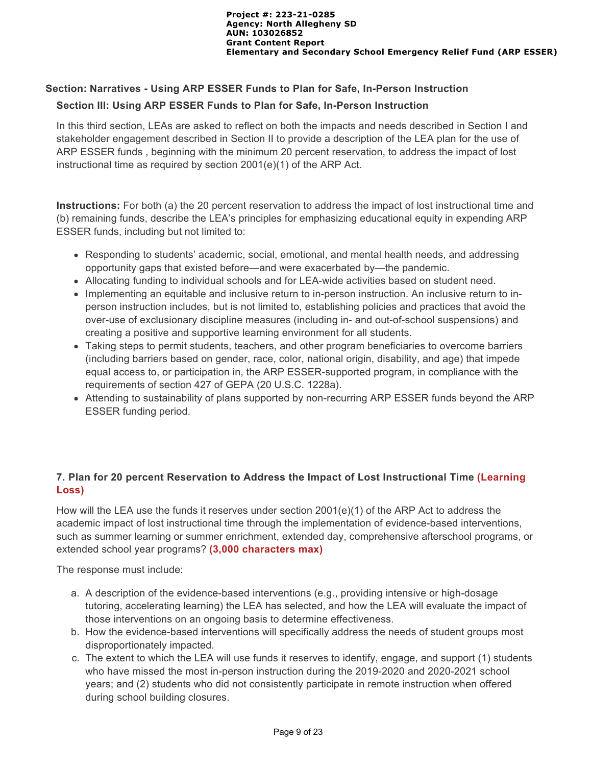## Section: Narratives - Using ARP ESSER Funds to Plan for Safe, In-Person Instruction

### Section III: Using ARP ESSER Funds to Plan for Safe, In-Person Instruction

In this third section, LEAs are asked to reflect on both the impacts and needs described in Section I and stakeholder engagement described in Section II to provide a description of the LEA plan for the use of ARP ESSER funds , beginning with the minimum 20 percent reservation, to address the impact of lost instructional time as required by section 2001(e)(1) of the ARP Act.

**Instructions:** For both (a) the 20 percent reservation to address the impact of lost instructional time and (b) remaining funds, describe the LEA's principles for emphasizing educational equity in expending ARP ESSER funds, including but not limited to:

- Responding to students' academic, social, emotional, and mental health needs, and addressing opportunity gaps that existed before—and were exacerbated by—the pandemic.
- Allocating funding to individual schools and for LEA-wide activities based on student need.
- Implementing an equitable and inclusive return to in-person instruction. An inclusive return to in-person instruction includes, but is not limited to, establishing policies and practices that avoid the over-use of exclusionary discipline measures (including in- and out-of-school suspensions) and creating a positive and supportive learning environment for all students.
- Taking steps to permit students, teachers, and other program beneficiaries to overcome barriers (including barriers based on gender, race, color, national origin, disability, and age) that impede equal access to, or participation in, the ARP ESSER-supported program, in compliance with the requirements of section 427 of GEPA (20 U.S.C. 1228a).
- Attending to sustainability of plans supported by non-recurring ARP ESSER funds beyond the ARP ESSER funding period.

### 7. Plan for 20 percent Reservation to Address the Impact of Lost Instructional Time (Learning Loss)

How will the LEA use the funds it reserves under section 2001(e)(1) of the ARP Act to address the academic impact of lost instructional time through the implementation of evidence-based interventions, such as summer learning or summer enrichment, extended day, comprehensive afterschool programs, or extended school year programs? **(3,000 characters max)**

The response must include:

a. A description of the evidence-based interventions (e.g., providing intensive or high-dosage tutoring, accelerating learning) the LEA has selected, and how the LEA will evaluate the impact of those interventions on an ongoing basis to determine effectiveness.
b. How the evidence-based interventions will specifically address the needs of student groups most disproportionately impacted.
c. The extent to which the LEA will use funds it reserves to identify, engage, and support (1) students who have missed the most in-person instruction during the 2019-2020 and 2020-2021 school years; and (2) students who did not consistently participate in remote instruction when offered during school building closures.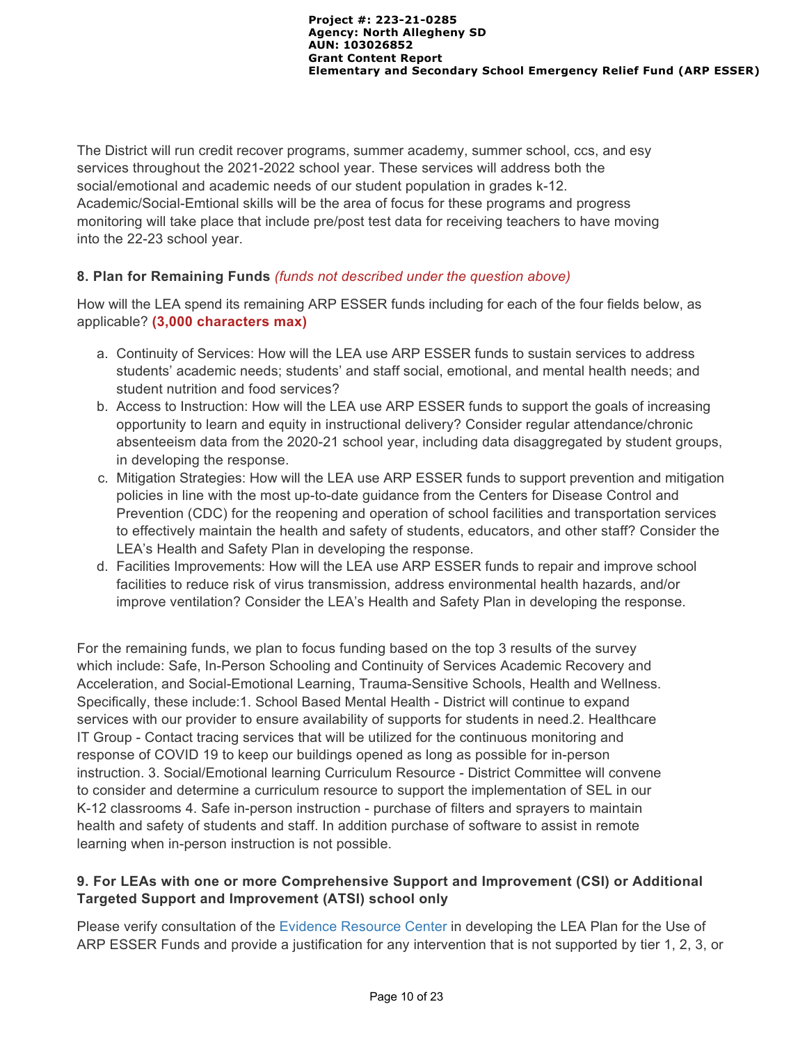The District will run credit recover programs, summer academy, summer school, ccs, and esy services throughout the 2021-2022 school year. These services will address both the social/emotional and academic needs of our student population in grades k-12. Academic/Social-Emtional skills will be the area of focus for these programs and progress monitoring will take place that include pre/post test data for receiving teachers to have moving into the 22-23 school year.

### 8. Plan for Remaining Funds *(funds not described under the question above)*

How will the LEA spend its remaining ARP ESSER funds including for each of the four fields below, as applicable? **(3,000 characters max)**

a. Continuity of Services: How will the LEA use ARP ESSER funds to sustain services to address students' academic needs; students' and staff social, emotional, and mental health needs; and student nutrition and food services?
b. Access to Instruction: How will the LEA use ARP ESSER funds to support the goals of increasing opportunity to learn and equity in instructional delivery? Consider regular attendance/chronic absenteeism data from the 2020-21 school year, including data disaggregated by student groups, in developing the response.
c. Mitigation Strategies: How will the LEA use ARP ESSER funds to support prevention and mitigation policies in line with the most up-to-date guidance from the Centers for Disease Control and Prevention (CDC) for the reopening and operation of school facilities and transportation services to effectively maintain the health and safety of students, educators, and other staff? Consider the LEA's Health and Safety Plan in developing the response.
d. Facilities Improvements: How will the LEA use ARP ESSER funds to repair and improve school facilities to reduce risk of virus transmission, address environmental health hazards, and/or improve ventilation? Consider the LEA's Health and Safety Plan in developing the response.

For the remaining funds, we plan to focus funding based on the top 3 results of the survey which include: Safe, In-Person Schooling and Continuity of Services Academic Recovery and Acceleration, and Social-Emotional Learning, Trauma-Sensitive Schools, Health and Wellness. Specifically, these include:1. School Based Mental Health - District will continue to expand services with our provider to ensure availability of supports for students in need.2. Healthcare IT Group - Contact tracing services that will be utilized for the continuous monitoring and response of COVID 19 to keep our buildings opened as long as possible for in-person instruction. 3. Social/Emotional learning Curriculum Resource - District Committee will convene to consider and determine a curriculum resource to support the implementation of SEL in our K-12 classrooms 4. Safe in-person instruction - purchase of filters and sprayers to maintain health and safety of students and staff. In addition purchase of software to assist in remote learning when in-person instruction is not possible.

### 9. For LEAs with one or more Comprehensive Support and Improvement (CSI) or Additional Targeted Support and Improvement (ATSI) school only

Please verify consultation of the Evidence Resource Center in developing the LEA Plan for the Use of ARP ESSER Funds and provide a justification for any intervention that is not supported by tier 1, 2, 3, or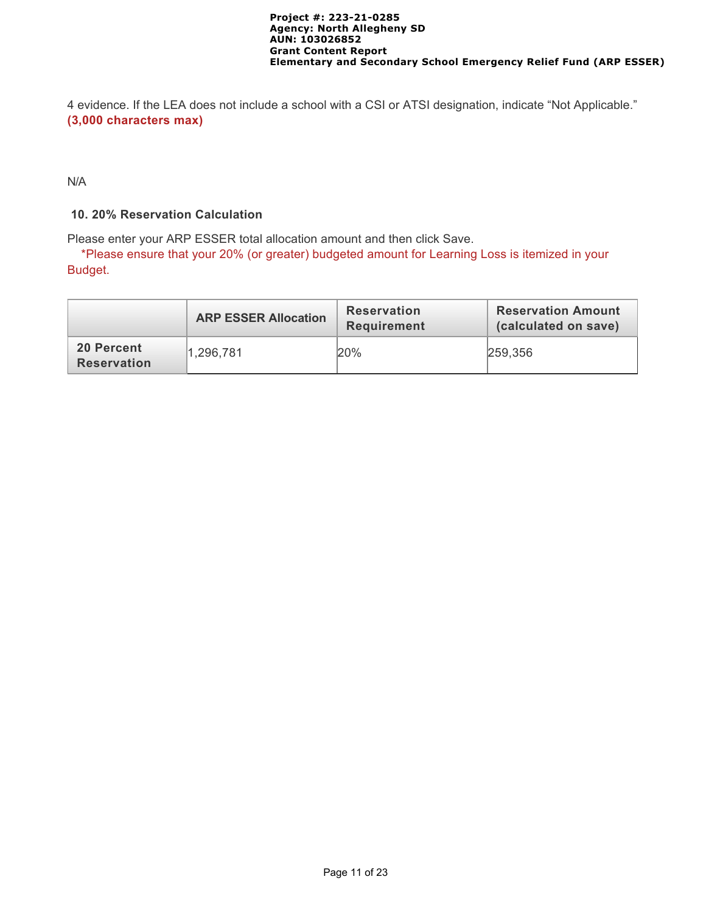4 evidence. If the LEA does not include a school with a CSI or ATSI designation, indicate “Not Applicable.” **(3,000 characters max)**

N/A

### 10. 20% Reservation Calculation

Please enter your ARP ESSER total allocation amount and then click Save.

*Please ensure that your 20% (or greater) budgeted amount for Learning Loss is itemized in your Budget.

| | ARP ESSER Allocation | Reservation Requirement | Reservation Amount (calculated on save) |
|---|---|---|---|
| **20 Percent Reservation** | 1,296,781 | 20% | 259,356 |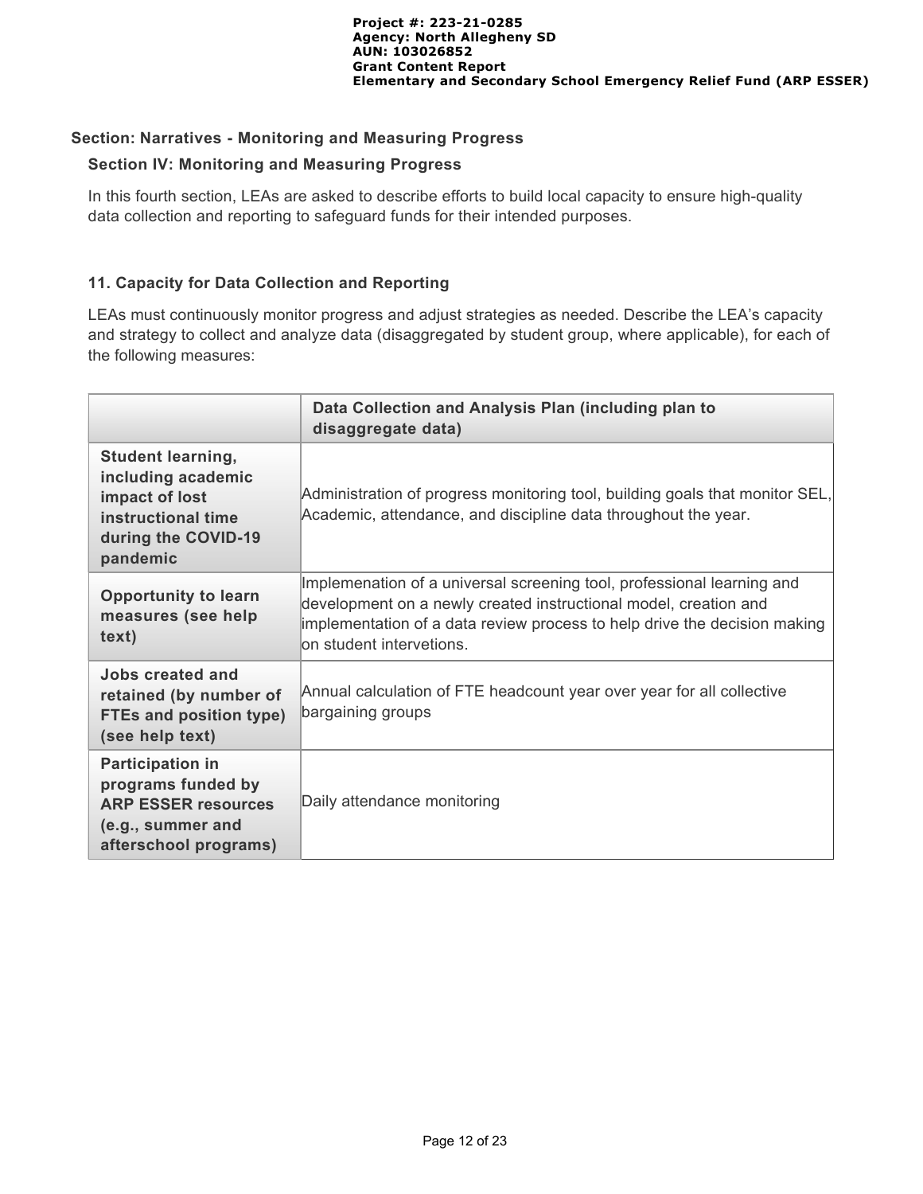## Section: Narratives - Monitoring and Measuring Progress

### Section IV: Monitoring and Measuring Progress

In this fourth section, LEAs are asked to describe efforts to build local capacity to ensure high-quality data collection and reporting to safeguard funds for their intended purposes.

### 11. Capacity for Data Collection and Reporting

LEAs must continuously monitor progress and adjust strategies as needed. Describe the LEA's capacity and strategy to collect and analyze data (disaggregated by student group, where applicable), for each of the following measures:

| | Data Collection and Analysis Plan (including plan to disaggregate data) |
|---|---|
| **Student learning, including academic impact of lost instructional time during the COVID-19 pandemic** | Administration of progress monitoring tool, building goals that monitor SEL, Academic, attendance, and discipline data throughout the year. |
| **Opportunity to learn measures (see help text)** | Implemenation of a universal screening tool, professional learning and development on a newly created instructional model, creation and implementation of a data review process to help drive the decision making on student intervetions. |
| **Jobs created and retained (by number of FTEs and position type) (see help text)** | Annual calculation of FTE headcount year over year for all collective bargaining groups |
| **Participation in programs funded by ARP ESSER resources (e.g., summer and afterschool programs)** | Daily attendance monitoring |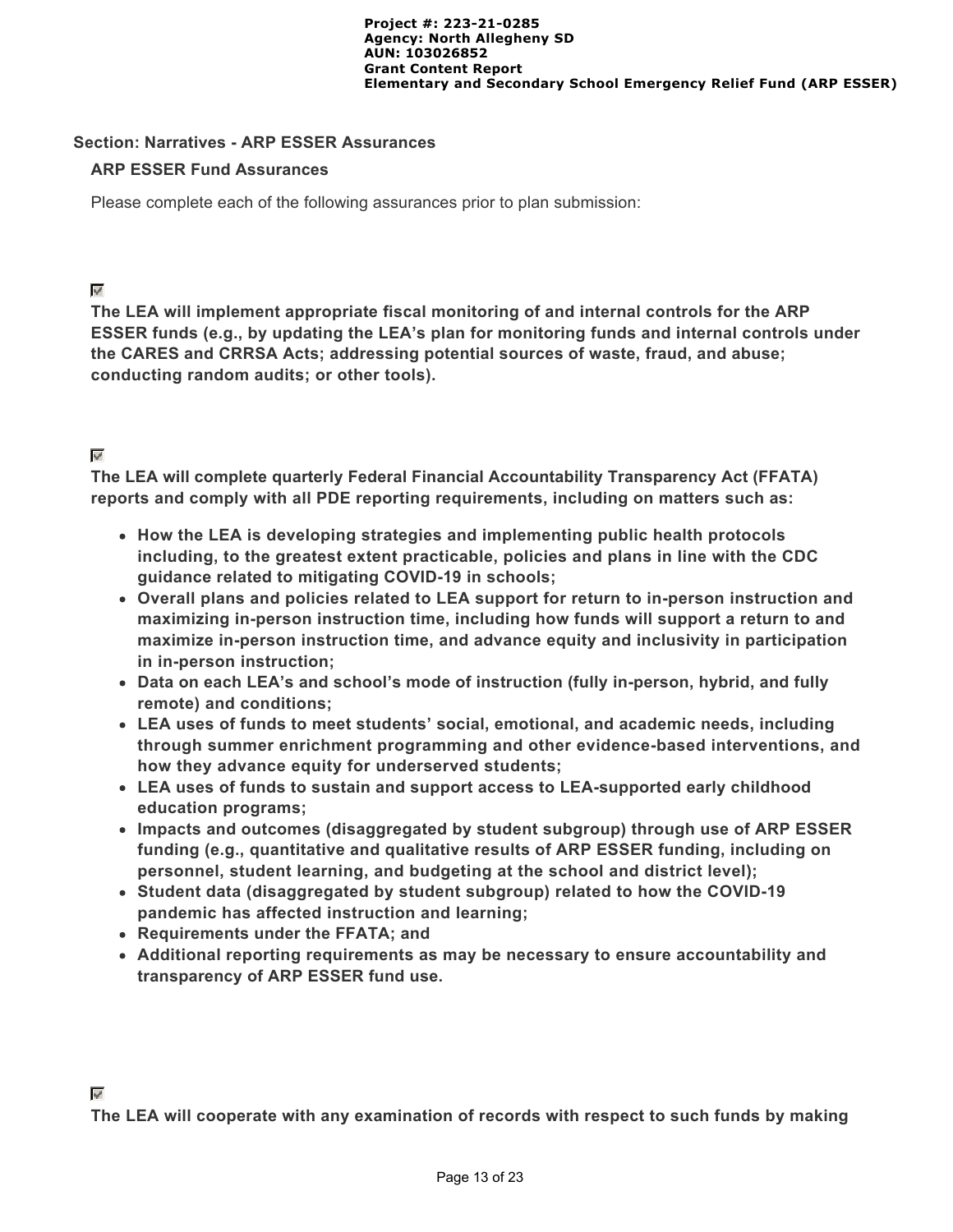## Section: Narratives - ARP ESSER Assurances

### ARP ESSER Fund Assurances

Please complete each of the following assurances prior to plan submission:

☑ **The LEA will implement appropriate fiscal monitoring of and internal controls for the ARP ESSER funds (e.g., by updating the LEA's plan for monitoring funds and internal controls under the CARES and CRRSA Acts; addressing potential sources of waste, fraud, and abuse; conducting random audits; or other tools).**

☑ **The LEA will complete quarterly Federal Financial Accountability Transparency Act (FFATA) reports and comply with all PDE reporting requirements, including on matters such as:**

- **How the LEA is developing strategies and implementing public health protocols including, to the greatest extent practicable, policies and plans in line with the CDC guidance related to mitigating COVID-19 in schools;**
- **Overall plans and policies related to LEA support for return to in-person instruction and maximizing in-person instruction time, including how funds will support a return to and maximize in-person instruction time, and advance equity and inclusivity in participation in in-person instruction;**
- **Data on each LEA's and school's mode of instruction (fully in-person, hybrid, and fully remote) and conditions;**
- **LEA uses of funds to meet students' social, emotional, and academic needs, including through summer enrichment programming and other evidence-based interventions, and how they advance equity for underserved students;**
- **LEA uses of funds to sustain and support access to LEA-supported early childhood education programs;**
- **Impacts and outcomes (disaggregated by student subgroup) through use of ARP ESSER funding (e.g., quantitative and qualitative results of ARP ESSER funding, including on personnel, student learning, and budgeting at the school and district level);**
- **Student data (disaggregated by student subgroup) related to how the COVID-19 pandemic has affected instruction and learning;**
- **Requirements under the FFATA; and**
- **Additional reporting requirements as may be necessary to ensure accountability and transparency of ARP ESSER fund use.**

☑ **The LEA will cooperate with any examination of records with respect to such funds by making**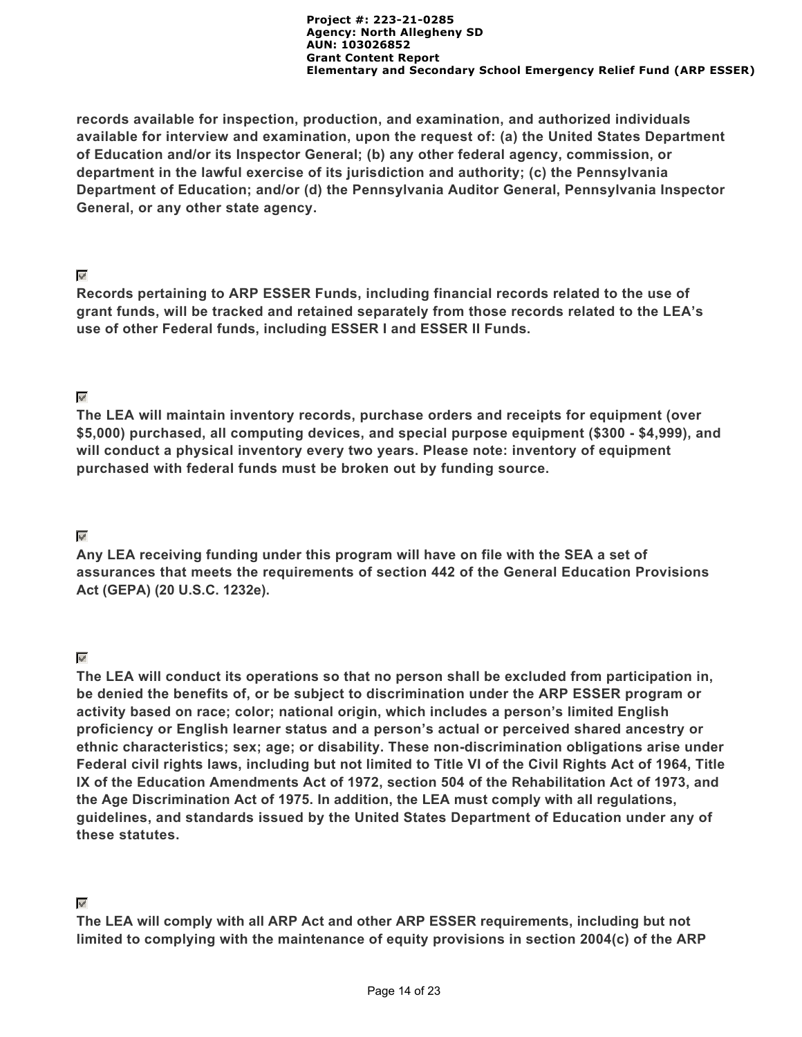**records available for inspection, production, and examination, and authorized individuals available for interview and examination, upon the request of: (a) the United States Department of Education and/or its Inspector General; (b) any other federal agency, commission, or department in the lawful exercise of its jurisdiction and authority; (c) the Pennsylvania Department of Education; and/or (d) the Pennsylvania Auditor General, Pennsylvania Inspector General, or any other state agency.**

☑
**Records pertaining to ARP ESSER Funds, including financial records related to the use of grant funds, will be tracked and retained separately from those records related to the LEA's use of other Federal funds, including ESSER I and ESSER II Funds.**

☑
**The LEA will maintain inventory records, purchase orders and receipts for equipment (over $5,000) purchased, all computing devices, and special purpose equipment ($300 - $4,999), and will conduct a physical inventory every two years. Please note: inventory of equipment purchased with federal funds must be broken out by funding source.**

☑
**Any LEA receiving funding under this program will have on file with the SEA a set of assurances that meets the requirements of section 442 of the General Education Provisions Act (GEPA) (20 U.S.C. 1232e).**

☑
**The LEA will conduct its operations so that no person shall be excluded from participation in, be denied the benefits of, or be subject to discrimination under the ARP ESSER program or activity based on race; color; national origin, which includes a person's limited English proficiency or English learner status and a person's actual or perceived shared ancestry or ethnic characteristics; sex; age; or disability. These non-discrimination obligations arise under Federal civil rights laws, including but not limited to Title VI of the Civil Rights Act of 1964, Title IX of the Education Amendments Act of 1972, section 504 of the Rehabilitation Act of 1973, and the Age Discrimination Act of 1975. In addition, the LEA must comply with all regulations, guidelines, and standards issued by the United States Department of Education under any of these statutes.**

☑
**The LEA will comply with all ARP Act and other ARP ESSER requirements, including but not limited to complying with the maintenance of equity provisions in section 2004(c) of the ARP**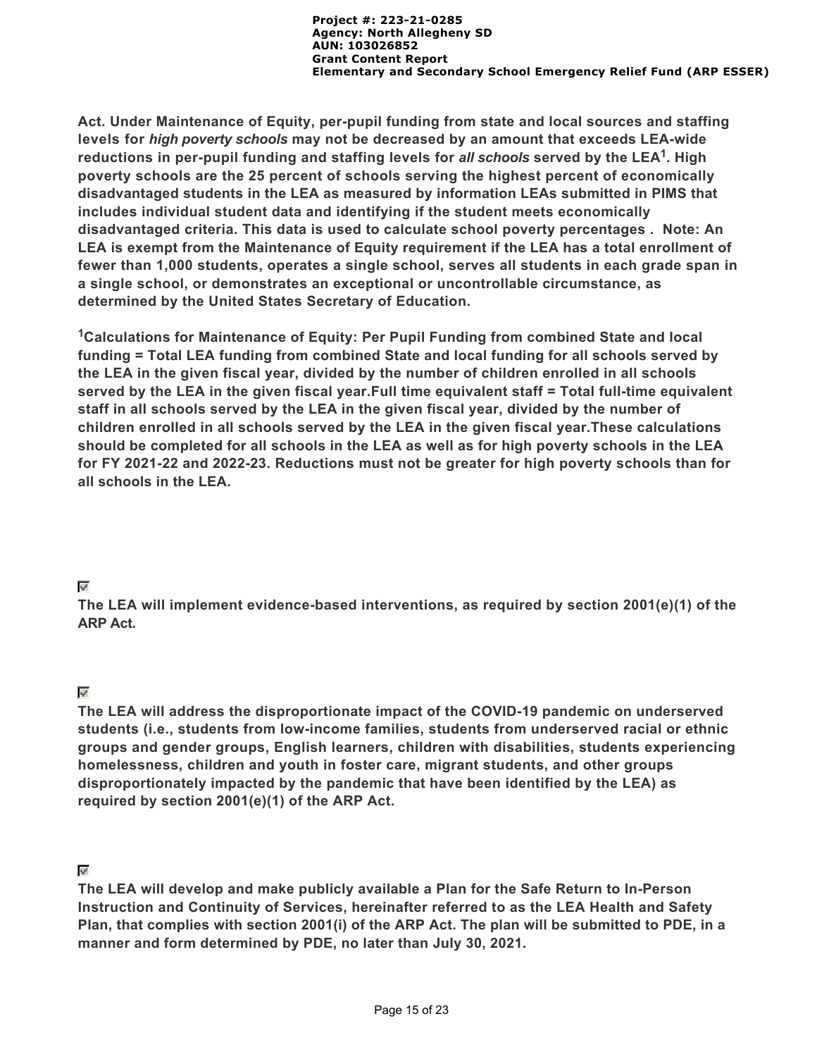**Act. Under Maintenance of Equity, per-pupil funding from state and local sources and staffing levels for *high poverty schools* may not be decreased by an amount that exceeds LEA-wide reductions in per-pupil funding and staffing levels for *all schools* served by the LEA[1]. High poverty schools are the 25 percent of schools serving the highest percent of economically disadvantaged students in the LEA as measured by information LEAs submitted in PIMS that includes individual student data and identifying if the student meets economically disadvantaged criteria. This data is used to calculate school poverty percentages . Note: An LEA is exempt from the Maintenance of Equity requirement if the LEA has a total enrollment of fewer than 1,000 students, operates a single school, serves all students in each grade span in a single school, or demonstrates an exceptional or uncontrollable circumstance, as determined by the United States Secretary of Education.**

**[1]Calculations for Maintenance of Equity: Per Pupil Funding from combined State and local funding = Total LEA funding from combined State and local funding for all schools served by the LEA in the given fiscal year, divided by the number of children enrolled in all schools served by the LEA in the given fiscal year.Full time equivalent staff = Total full-time equivalent staff in all schools served by the LEA in the given fiscal year, divided by the number of children enrolled in all schools served by the LEA in the given fiscal year.These calculations should be completed for all schools in the LEA as well as for high poverty schools in the LEA for FY 2021-22 and 2022-23. Reductions must not be greater for high poverty schools than for all schools in the LEA.**

☑
**The LEA will implement evidence-based interventions, as required by section 2001(e)(1) of the ARP Act.**

☑
**The LEA will address the disproportionate impact of the COVID-19 pandemic on underserved students (i.e., students from low-income families, students from underserved racial or ethnic groups and gender groups, English learners, children with disabilities, students experiencing homelessness, children and youth in foster care, migrant students, and other groups disproportionately impacted by the pandemic that have been identified by the LEA) as required by section 2001(e)(1) of the ARP Act.**

☑
**The LEA will develop and make publicly available a Plan for the Safe Return to In-Person Instruction and Continuity of Services, hereinafter referred to as the LEA Health and Safety Plan, that complies with section 2001(i) of the ARP Act. The plan will be submitted to PDE, in a manner and form determined by PDE, no later than July 30, 2021.**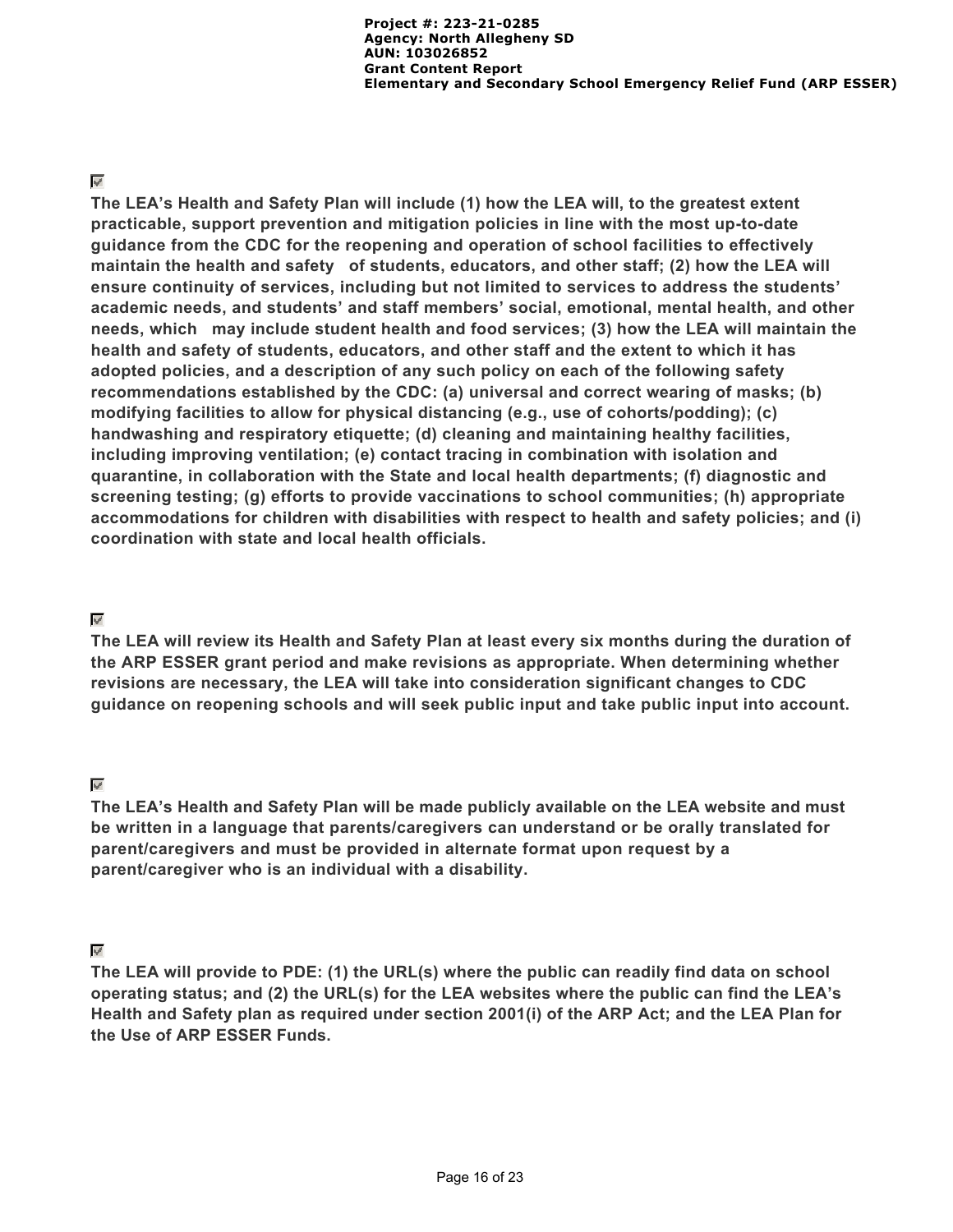☑

**The LEA's Health and Safety Plan will include (1) how the LEA will, to the greatest extent practicable, support prevention and mitigation policies in line with the most up-to-date guidance from the CDC for the reopening and operation of school facilities to effectively maintain the health and safety of students, educators, and other staff; (2) how the LEA will ensure continuity of services, including but not limited to services to address the students' academic needs, and students' and staff members' social, emotional, mental health, and other needs, which may include student health and food services; (3) how the LEA will maintain the health and safety of students, educators, and other staff and the extent to which it has adopted policies, and a description of any such policy on each of the following safety recommendations established by the CDC: (a) universal and correct wearing of masks; (b) modifying facilities to allow for physical distancing (e.g., use of cohorts/podding); (c) handwashing and respiratory etiquette; (d) cleaning and maintaining healthy facilities, including improving ventilation; (e) contact tracing in combination with isolation and quarantine, in collaboration with the State and local health departments; (f) diagnostic and screening testing; (g) efforts to provide vaccinations to school communities; (h) appropriate accommodations for children with disabilities with respect to health and safety policies; and (i) coordination with state and local health officials.**

☑

**The LEA will review its Health and Safety Plan at least every six months during the duration of the ARP ESSER grant period and make revisions as appropriate. When determining whether revisions are necessary, the LEA will take into consideration significant changes to CDC guidance on reopening schools and will seek public input and take public input into account.**

☑

**The LEA's Health and Safety Plan will be made publicly available on the LEA website and must be written in a language that parents/caregivers can understand or be orally translated for parent/caregivers and must be provided in alternate format upon request by a parent/caregiver who is an individual with a disability.**

☑

**The LEA will provide to PDE: (1) the URL(s) where the public can readily find data on school operating status; and (2) the URL(s) for the LEA websites where the public can find the LEA's Health and Safety plan as required under section 2001(i) of the ARP Act; and the LEA Plan for the Use of ARP ESSER Funds.**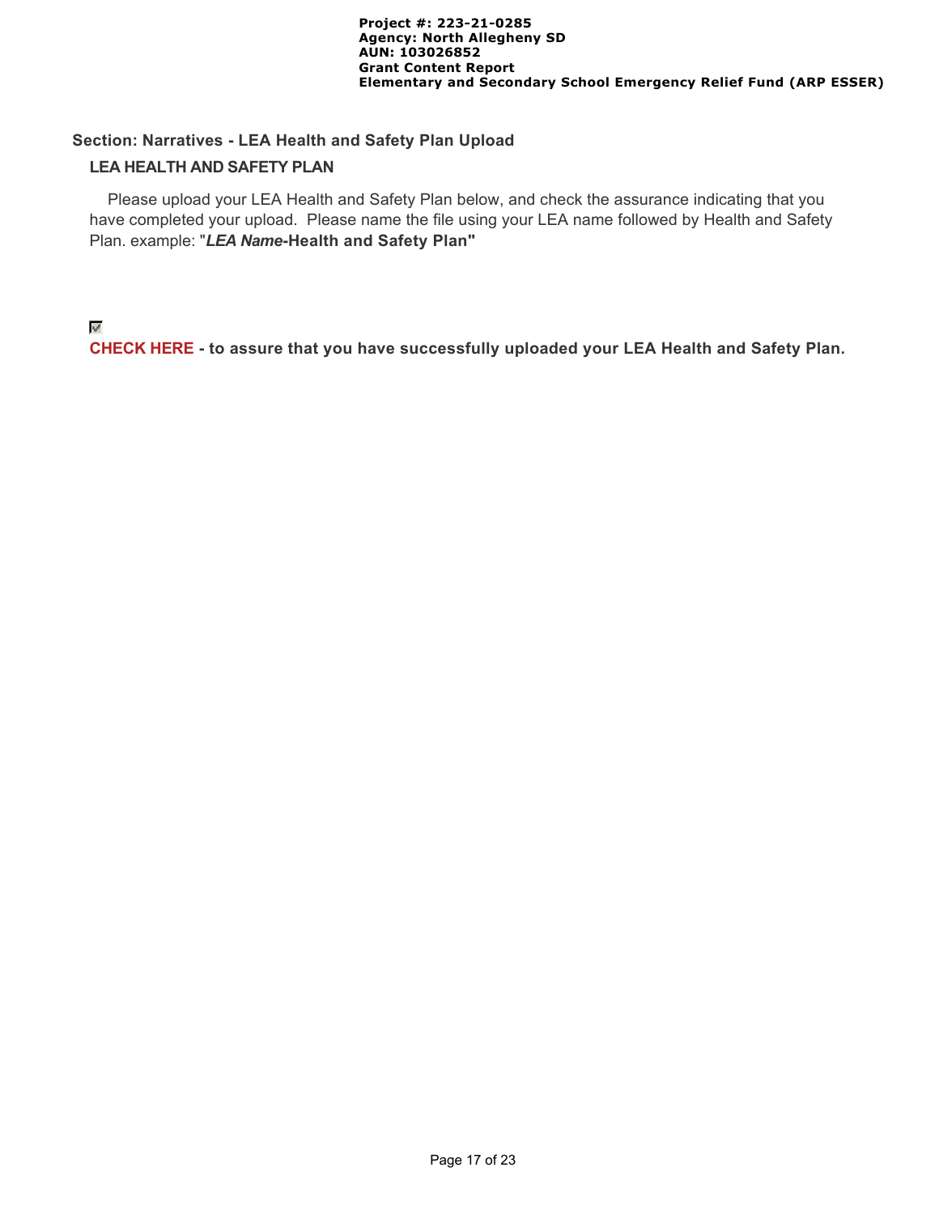## Section: Narratives - LEA Health and Safety Plan Upload

### LEA HEALTH AND SAFETY PLAN

Please upload your LEA Health and Safety Plan below, and check the assurance indicating that you have completed your upload. Please name the file using your LEA name followed by Health and Safety Plan. example: "***LEA Name*-Health and Safety Plan"**

☑

**CHECK HERE - to assure that you have successfully uploaded your LEA Health and Safety Plan.**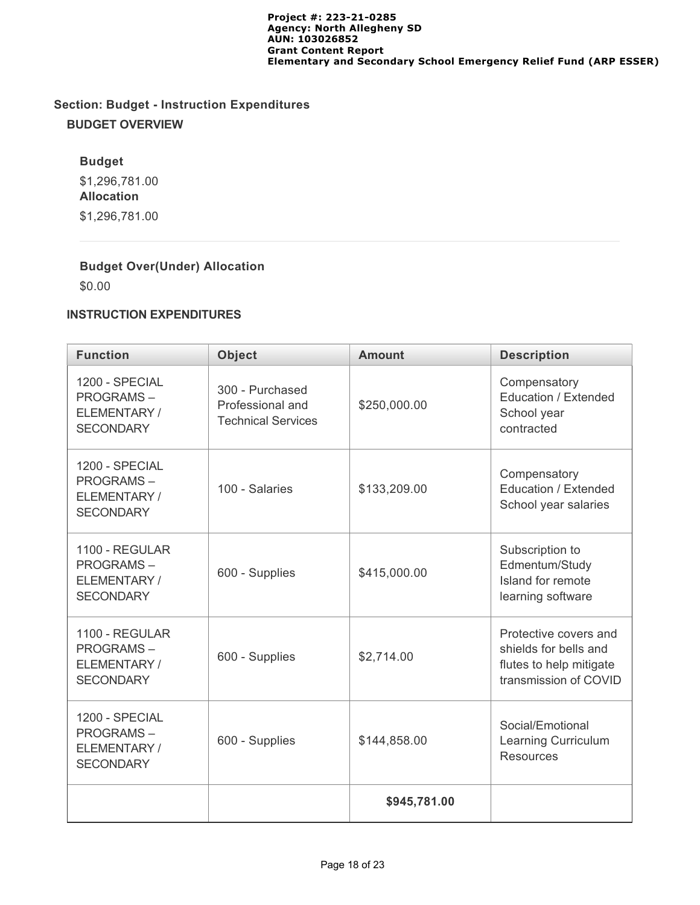## Section: Budget - Instruction Expenditures

### BUDGET OVERVIEW

**Budget**

$1,296,781.00

**Allocation**

$1,296,781.00

**Budget Over(Under) Allocation**

$0.00

### INSTRUCTION EXPENDITURES

| Function | Object | Amount | Description |
|---|---|---|---|
| 1200 - SPECIAL PROGRAMS – ELEMENTARY / SECONDARY | 300 - Purchased Professional and Technical Services | $250,000.00 | Compensatory Education / Extended School year contracted |
| 1200 - SPECIAL PROGRAMS – ELEMENTARY / SECONDARY | 100 - Salaries | $133,209.00 | Compensatory Education / Extended School year salaries |
| 1100 - REGULAR PROGRAMS – ELEMENTARY / SECONDARY | 600 - Supplies | $415,000.00 | Subscription to Edmentum/Study Island for remote learning software |
| 1100 - REGULAR PROGRAMS – ELEMENTARY / SECONDARY | 600 - Supplies | $2,714.00 | Protective covers and shields for bells and flutes to help mitigate transmission of COVID |
| 1200 - SPECIAL PROGRAMS – ELEMENTARY / SECONDARY | 600 - Supplies | $144,858.00 | Social/Emotional Learning Curriculum Resources |
| | | **$945,781.00** | |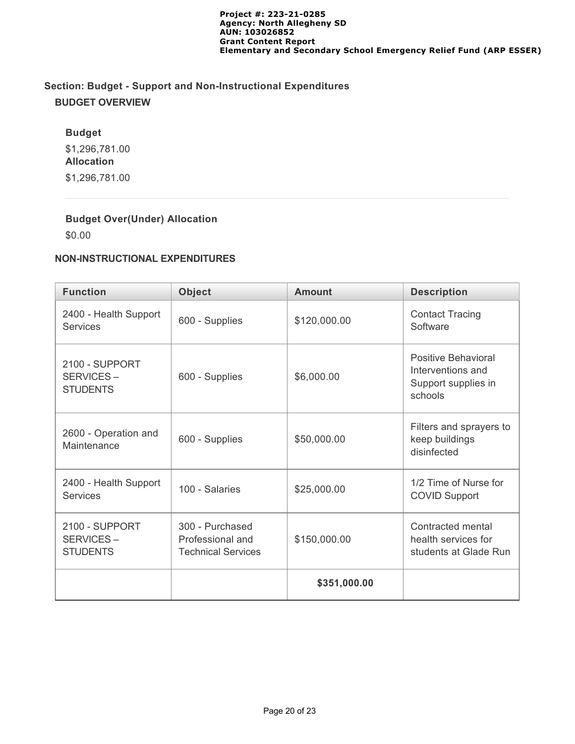## Section: Budget - Support and Non-Instructional Expenditures

### BUDGET OVERVIEW

**Budget**

$1,296,781.00

**Allocation**

$1,296,781.00

**Budget Over(Under) Allocation**

$0.00

### NON-INSTRUCTIONAL EXPENDITURES

| Function | Object | Amount | Description |
| --- | --- | --- | --- |
| 2400 - Health Support Services | 600 - Supplies | $120,000.00 | Contact Tracing Software |
| 2100 - SUPPORT SERVICES – STUDENTS | 600 - Supplies | $6,000.00 | Positive Behavioral Interventions and Support supplies in schools |
| 2600 - Operation and Maintenance | 600 - Supplies | $50,000.00 | Filters and sprayers to keep buildings disinfected |
| 2400 - Health Support Services | 100 - Salaries | $25,000.00 | 1/2 Time of Nurse for COVID Support |
| 2100 - SUPPORT SERVICES – STUDENTS | 300 - Purchased Professional and Technical Services | $150,000.00 | Contracted mental health services for students at Glade Run |
| | | **$351,000.00** | |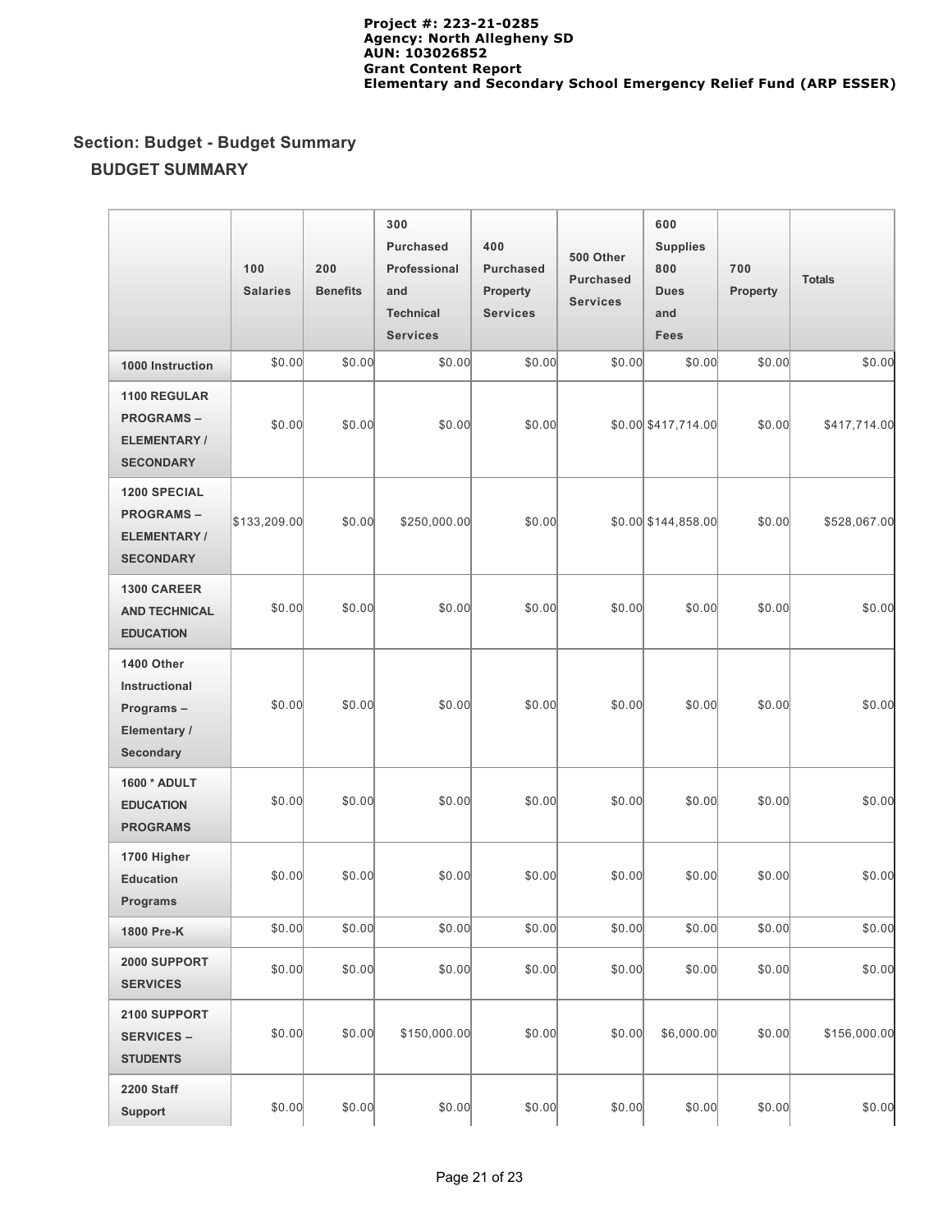## Section: Budget - Budget Summary

### BUDGET SUMMARY

| | 100 Salaries | 200 Benefits | 300 Purchased Professional and Technical Services | 400 Purchased Property Services | 500 Other Purchased Services | 600 Supplies 800 Dues and Fees | 700 Property | Totals |
|---|---|---|---|---|---|---|---|---|
| **1000 Instruction** | $0.00 | $0.00 | $0.00 | $0.00 | $0.00 | $0.00 | $0.00 | $0.00 |
| **1100 REGULAR PROGRAMS – ELEMENTARY / SECONDARY** | $0.00 | $0.00 | $0.00 | $0.00 | $0.00 | $417,714.00 | $0.00 | $417,714.00 |
| **1200 SPECIAL PROGRAMS – ELEMENTARY / SECONDARY** | $133,209.00 | $0.00 | $250,000.00 | $0.00 | $0.00 | $144,858.00 | $0.00 | $528,067.00 |
| **1300 CAREER AND TECHNICAL EDUCATION** | $0.00 | $0.00 | $0.00 | $0.00 | $0.00 | $0.00 | $0.00 | $0.00 |
| **1400 Other Instructional Programs – Elementary / Secondary** | $0.00 | $0.00 | $0.00 | $0.00 | $0.00 | $0.00 | $0.00 | $0.00 |
| **1600 * ADULT EDUCATION PROGRAMS** | $0.00 | $0.00 | $0.00 | $0.00 | $0.00 | $0.00 | $0.00 | $0.00 |
| **1700 Higher Education Programs** | $0.00 | $0.00 | $0.00 | $0.00 | $0.00 | $0.00 | $0.00 | $0.00 |
| **1800 Pre-K** | $0.00 | $0.00 | $0.00 | $0.00 | $0.00 | $0.00 | $0.00 | $0.00 |
| **2000 SUPPORT SERVICES** | $0.00 | $0.00 | $0.00 | $0.00 | $0.00 | $0.00 | $0.00 | $0.00 |
| **2100 SUPPORT SERVICES – STUDENTS** | $0.00 | $0.00 | $150,000.00 | $0.00 | $0.00 | $6,000.00 | $0.00 | $156,000.00 |
| **2200 Staff Support** | $0.00 | $0.00 | $0.00 | $0.00 | $0.00 | $0.00 | $0.00 | $0.00 |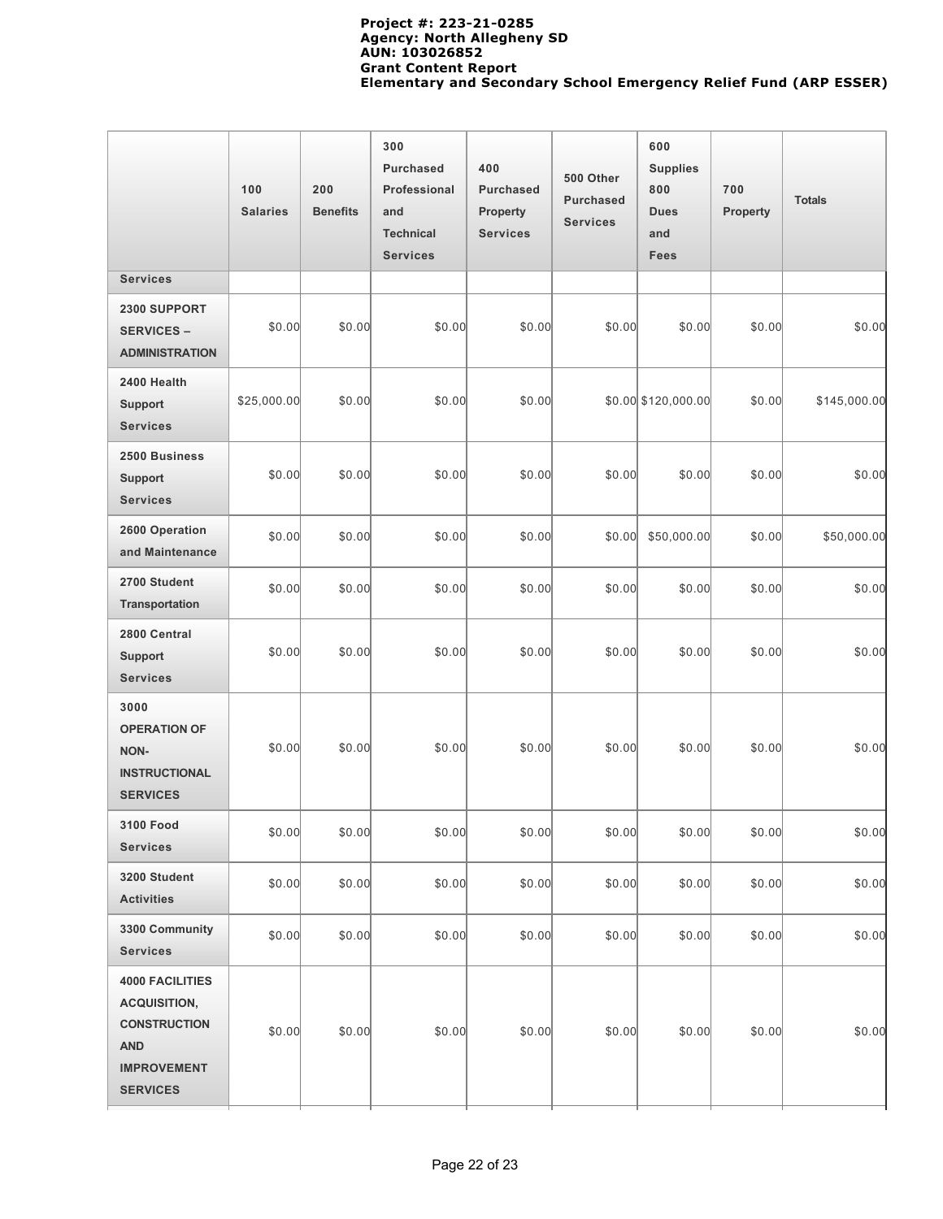| | 100 Salaries | 200 Benefits | 300 Purchased Professional and Technical Services | 400 Purchased Property Services | 500 Other Purchased Services | 600 Supplies 800 Dues and Fees | 700 Property | Totals |
|---|---|---|---|---|---|---|---|---|
| Services | | | | | | | | |
| 2300 SUPPORT SERVICES – ADMINISTRATION | $0.00 | $0.00 | $0.00 | $0.00 | $0.00 | $0.00 | $0.00 | $0.00 |
| 2400 Health Support Services | $25,000.00 | $0.00 | $0.00 | $0.00 | $0.00 | $120,000.00 | $0.00 | $145,000.00 |
| 2500 Business Support Services | $0.00 | $0.00 | $0.00 | $0.00 | $0.00 | $0.00 | $0.00 | $0.00 |
| 2600 Operation and Maintenance | $0.00 | $0.00 | $0.00 | $0.00 | $0.00 | $50,000.00 | $0.00 | $50,000.00 |
| 2700 Student Transportation | $0.00 | $0.00 | $0.00 | $0.00 | $0.00 | $0.00 | $0.00 | $0.00 |
| 2800 Central Support Services | $0.00 | $0.00 | $0.00 | $0.00 | $0.00 | $0.00 | $0.00 | $0.00 |
| 3000 OPERATION OF NON-INSTRUCTIONAL SERVICES | $0.00 | $0.00 | $0.00 | $0.00 | $0.00 | $0.00 | $0.00 | $0.00 |
| 3100 Food Services | $0.00 | $0.00 | $0.00 | $0.00 | $0.00 | $0.00 | $0.00 | $0.00 |
| 3200 Student Activities | $0.00 | $0.00 | $0.00 | $0.00 | $0.00 | $0.00 | $0.00 | $0.00 |
| 3300 Community Services | $0.00 | $0.00 | $0.00 | $0.00 | $0.00 | $0.00 | $0.00 | $0.00 |
| 4000 FACILITIES ACQUISITION, CONSTRUCTION AND IMPROVEMENT SERVICES | $0.00 | $0.00 | $0.00 | $0.00 | $0.00 | $0.00 | $0.00 | $0.00 |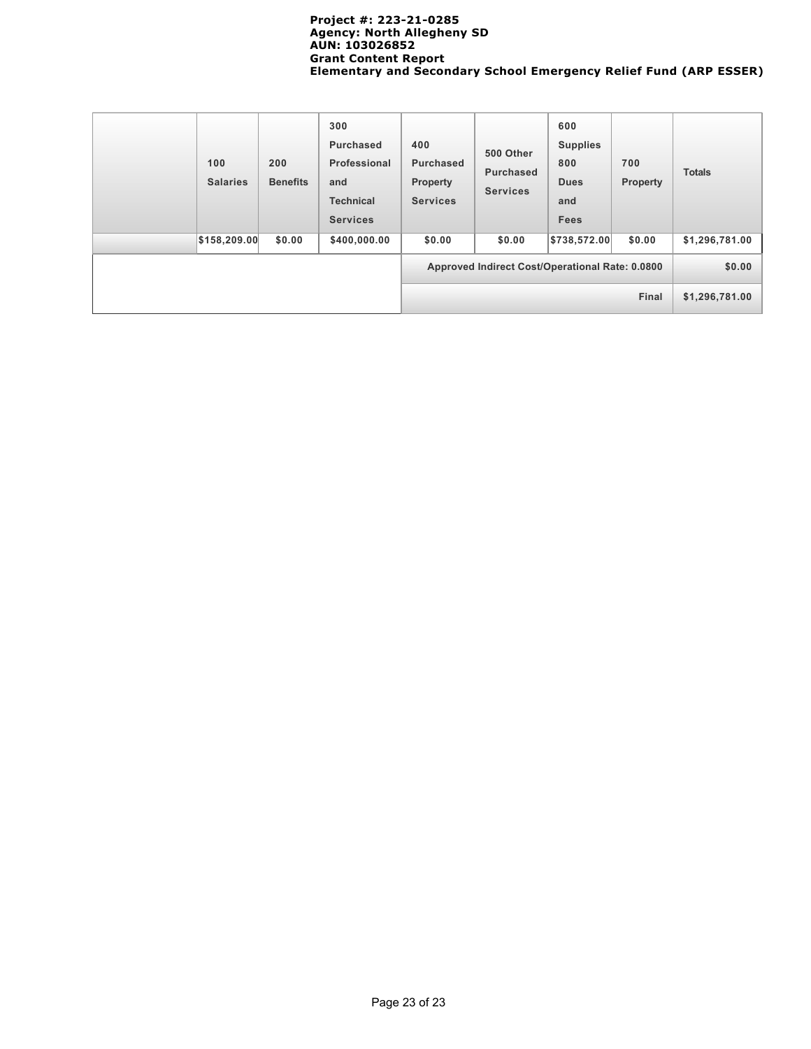**Project #: 223-21-0285**
**Agency: North Allegheny SD**
**AUN: 103026852**
**Grant Content Report**
**Elementary and Secondary School Emergency Relief Fund (ARP ESSER)**

| | 100 Salaries | 200 Benefits | 300 Purchased Professional and Technical Services | 400 Purchased Property Services | 500 Other Purchased Services | 600 Supplies 800 Dues and Fees | 700 Property | Totals |
|---|---|---|---|---|---|---|---|---|
| | $158,209.00 | $0.00 | $400,000.00 | $0.00 | $0.00 | $738,572.00 | $0.00 | $1,296,781.00 |
| | | | | Approved Indirect Cost/Operational Rate: 0.0800 | | | | $0.00 |
| | | | | | | | Final | $1,296,781.00 |